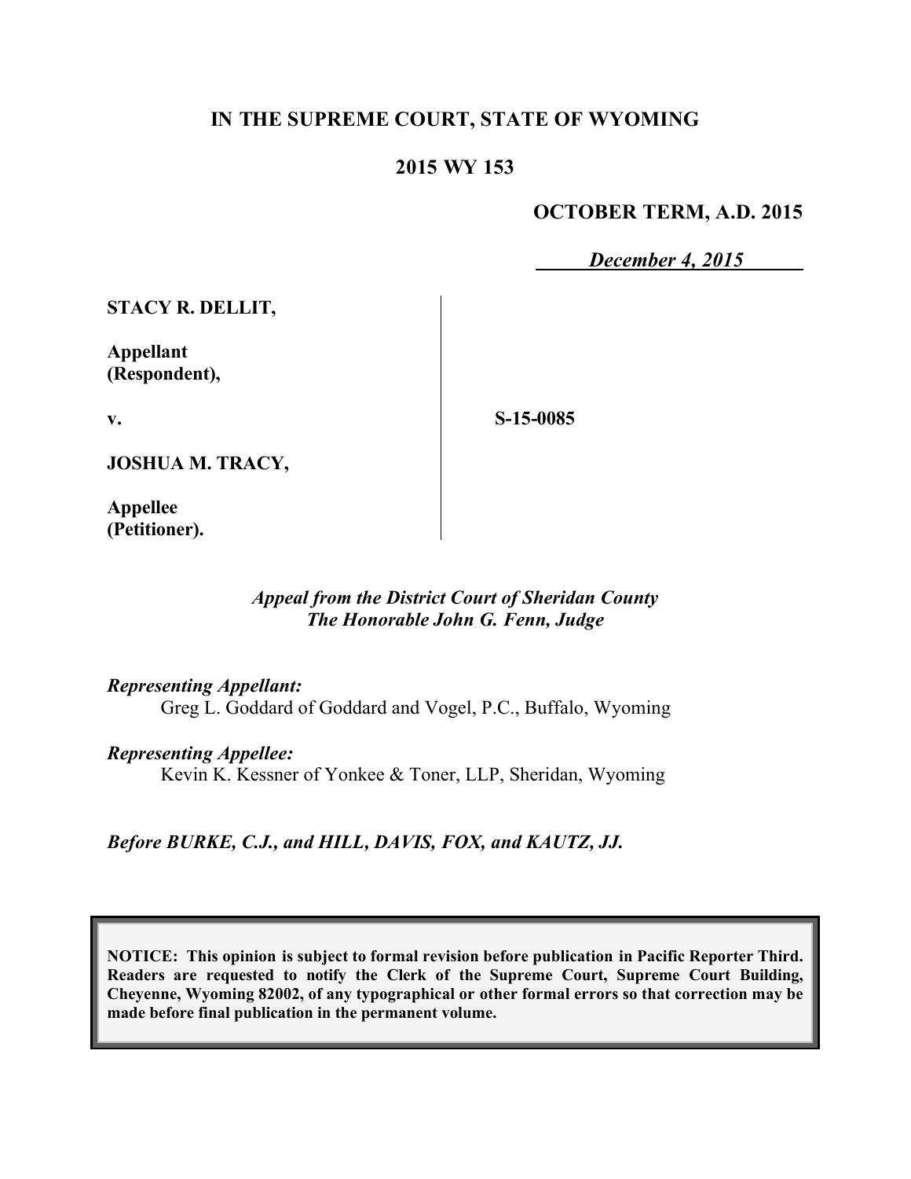# IN THE SUPREME COURT, STATE OF WYOMING

## 2015 WY 153

**OCTOBER TERM, A.D. 2015**

*December 4, 2015*

| | |
|---|---|
| **STACY R. DELLIT,**<br><br>**Appellant (Respondent),**<br><br>**v.**<br><br>**JOSHUA M. TRACY,**<br><br>**Appellee (Petitioner).** | **S-15-0085** |

*Appeal from the District Court of Sheridan County*
*The Honorable John G. Fenn, Judge*

*Representing Appellant:*
Greg L. Goddard of Goddard and Vogel, P.C., Buffalo, Wyoming

*Representing Appellee:*
Kevin K. Kessner of Yonkee & Toner, LLP, Sheridan, Wyoming

*Before BURKE, C.J., and HILL, DAVIS, FOX, and KAUTZ, JJ.*

**NOTICE: This opinion is subject to formal revision before publication in Pacific Reporter Third. Readers are requested to notify the Clerk of the Supreme Court, Supreme Court Building, Cheyenne, Wyoming 82002, of any typographical or other formal errors so that correction may be made before final publication in the permanent volume.**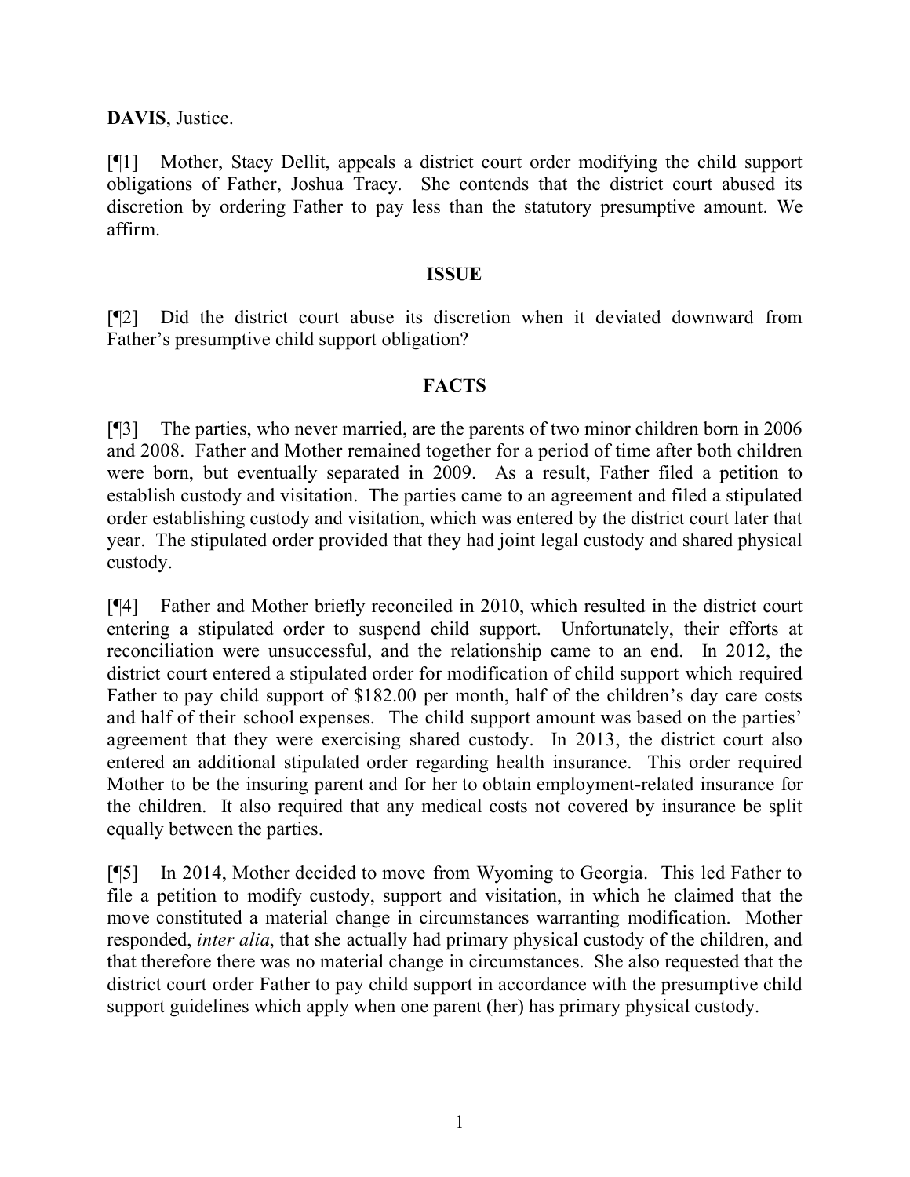**DAVIS**, Justice.

[¶1] Mother, Stacy Dellit, appeals a district court order modifying the child support obligations of Father, Joshua Tracy. She contends that the district court abused its discretion by ordering Father to pay less than the statutory presumptive amount. We affirm.

## ISSUE

[¶2] Did the district court abuse its discretion when it deviated downward from Father's presumptive child support obligation?

## FACTS

[¶3] The parties, who never married, are the parents of two minor children born in 2006 and 2008. Father and Mother remained together for a period of time after both children were born, but eventually separated in 2009. As a result, Father filed a petition to establish custody and visitation. The parties came to an agreement and filed a stipulated order establishing custody and visitation, which was entered by the district court later that year. The stipulated order provided that they had joint legal custody and shared physical custody.

[¶4] Father and Mother briefly reconciled in 2010, which resulted in the district court entering a stipulated order to suspend child support. Unfortunately, their efforts at reconciliation were unsuccessful, and the relationship came to an end. In 2012, the district court entered a stipulated order for modification of child support which required Father to pay child support of $182.00 per month, half of the children's day care costs and half of their school expenses. The child support amount was based on the parties' agreement that they were exercising shared custody. In 2013, the district court also entered an additional stipulated order regarding health insurance. This order required Mother to be the insuring parent and for her to obtain employment-related insurance for the children. It also required that any medical costs not covered by insurance be split equally between the parties.

[¶5] In 2014, Mother decided to move from Wyoming to Georgia. This led Father to file a petition to modify custody, support and visitation, in which he claimed that the move constituted a material change in circumstances warranting modification. Mother responded, *inter alia*, that she actually had primary physical custody of the children, and that therefore there was no material change in circumstances. She also requested that the district court order Father to pay child support in accordance with the presumptive child support guidelines which apply when one parent (her) has primary physical custody.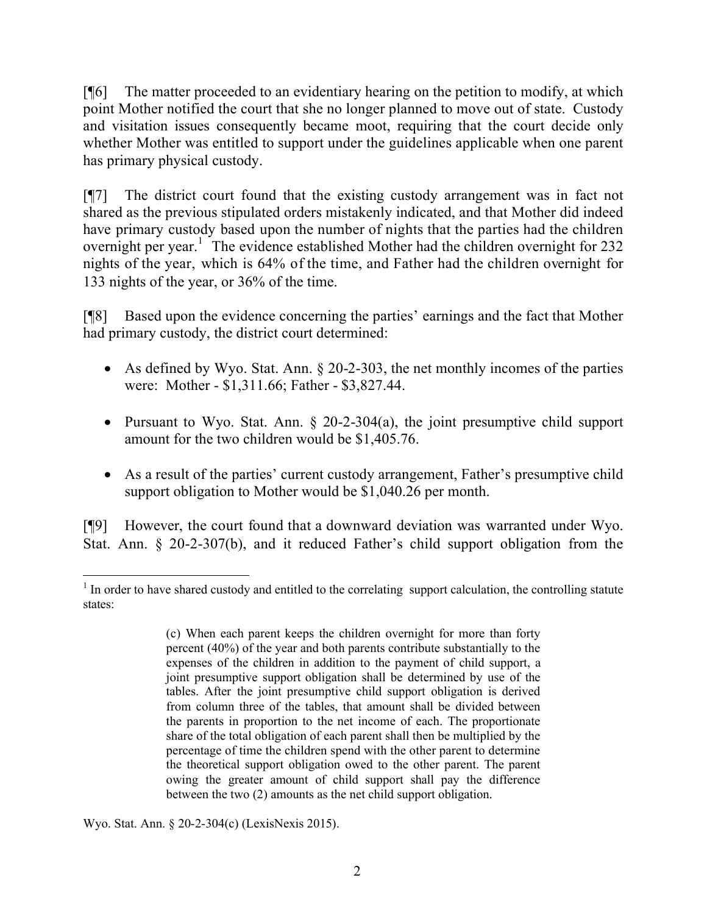[¶6] The matter proceeded to an evidentiary hearing on the petition to modify, at which point Mother notified the court that she no longer planned to move out of state. Custody and visitation issues consequently became moot, requiring that the court decide only whether Mother was entitled to support under the guidelines applicable when one parent has primary physical custody.

[¶7] The district court found that the existing custody arrangement was in fact not shared as the previous stipulated orders mistakenly indicated, and that Mother did indeed have primary custody based upon the number of nights that the parties had the children overnight per year.[1] The evidence established Mother had the children overnight for 232 nights of the year, which is 64% of the time, and Father had the children overnight for 133 nights of the year, or 36% of the time.

[¶8] Based upon the evidence concerning the parties' earnings and the fact that Mother had primary custody, the district court determined:

- As defined by Wyo. Stat. Ann. § 20-2-303, the net monthly incomes of the parties were: Mother - $1,311.66; Father - $3,827.44.
- Pursuant to Wyo. Stat. Ann. § 20-2-304(a), the joint presumptive child support amount for the two children would be $1,405.76.
- As a result of the parties' current custody arrangement, Father's presumptive child support obligation to Mother would be $1,040.26 per month.

[¶9] However, the court found that a downward deviation was warranted under Wyo. Stat. Ann. § 20-2-307(b), and it reduced Father's child support obligation from the

---

[1] In order to have shared custody and entitled to the correlating support calculation, the controlling statute states:

> (c) When each parent keeps the children overnight for more than forty percent (40%) of the year and both parents contribute substantially to the expenses of the children in addition to the payment of child support, a joint presumptive support obligation shall be determined by use of the tables. After the joint presumptive child support obligation is derived from column three of the tables, that amount shall be divided between the parents in proportion to the net income of each. The proportionate share of the total obligation of each parent shall then be multiplied by the percentage of time the children spend with the other parent to determine the theoretical support obligation owed to the other parent. The parent owing the greater amount of child support shall pay the difference between the two (2) amounts as the net child support obligation.

Wyo. Stat. Ann. § 20-2-304(c) (LexisNexis 2015).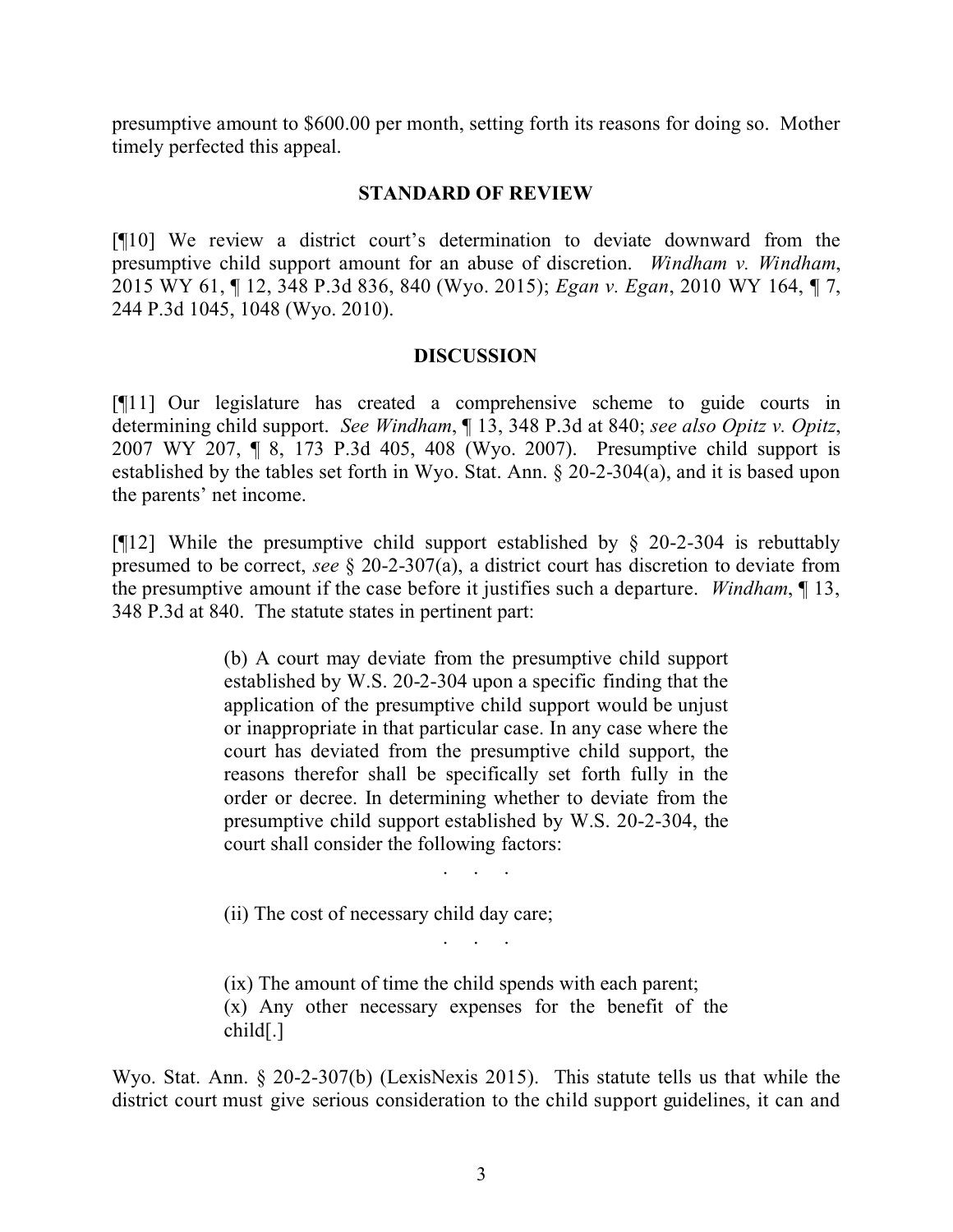presumptive amount to $600.00 per month, setting forth its reasons for doing so. Mother timely perfected this appeal.

## STANDARD OF REVIEW

[¶10] We review a district court's determination to deviate downward from the presumptive child support amount for an abuse of discretion. *Windham v. Windham*, 2015 WY 61, ¶ 12, 348 P.3d 836, 840 (Wyo. 2015); *Egan v. Egan*, 2010 WY 164, ¶ 7, 244 P.3d 1045, 1048 (Wyo. 2010).

## DISCUSSION

[¶11] Our legislature has created a comprehensive scheme to guide courts in determining child support. *See Windham*, ¶ 13, 348 P.3d at 840; *see also Opitz v. Opitz*, 2007 WY 207, ¶ 8, 173 P.3d 405, 408 (Wyo. 2007). Presumptive child support is established by the tables set forth in Wyo. Stat. Ann. § 20-2-304(a), and it is based upon the parents' net income.

[¶12] While the presumptive child support established by § 20-2-304 is rebuttably presumed to be correct, *see* § 20-2-307(a), a district court has discretion to deviate from the presumptive amount if the case before it justifies such a departure. *Windham*, ¶ 13, 348 P.3d at 840. The statute states in pertinent part:

> (b) A court may deviate from the presumptive child support established by W.S. 20-2-304 upon a specific finding that the application of the presumptive child support would be unjust or inappropriate in that particular case. In any case where the court has deviated from the presumptive child support, the reasons therefor shall be specifically set forth fully in the order or decree. In determining whether to deviate from the presumptive child support established by W.S. 20-2-304, the court shall consider the following factors:
>
> . . .
>
> (ii) The cost of necessary child day care;
>
> . . .
>
> (ix) The amount of time the child spends with each parent;
> (x) Any other necessary expenses for the benefit of the child[.]

Wyo. Stat. Ann. § 20-2-307(b) (LexisNexis 2015). This statute tells us that while the district court must give serious consideration to the child support guidelines, it can and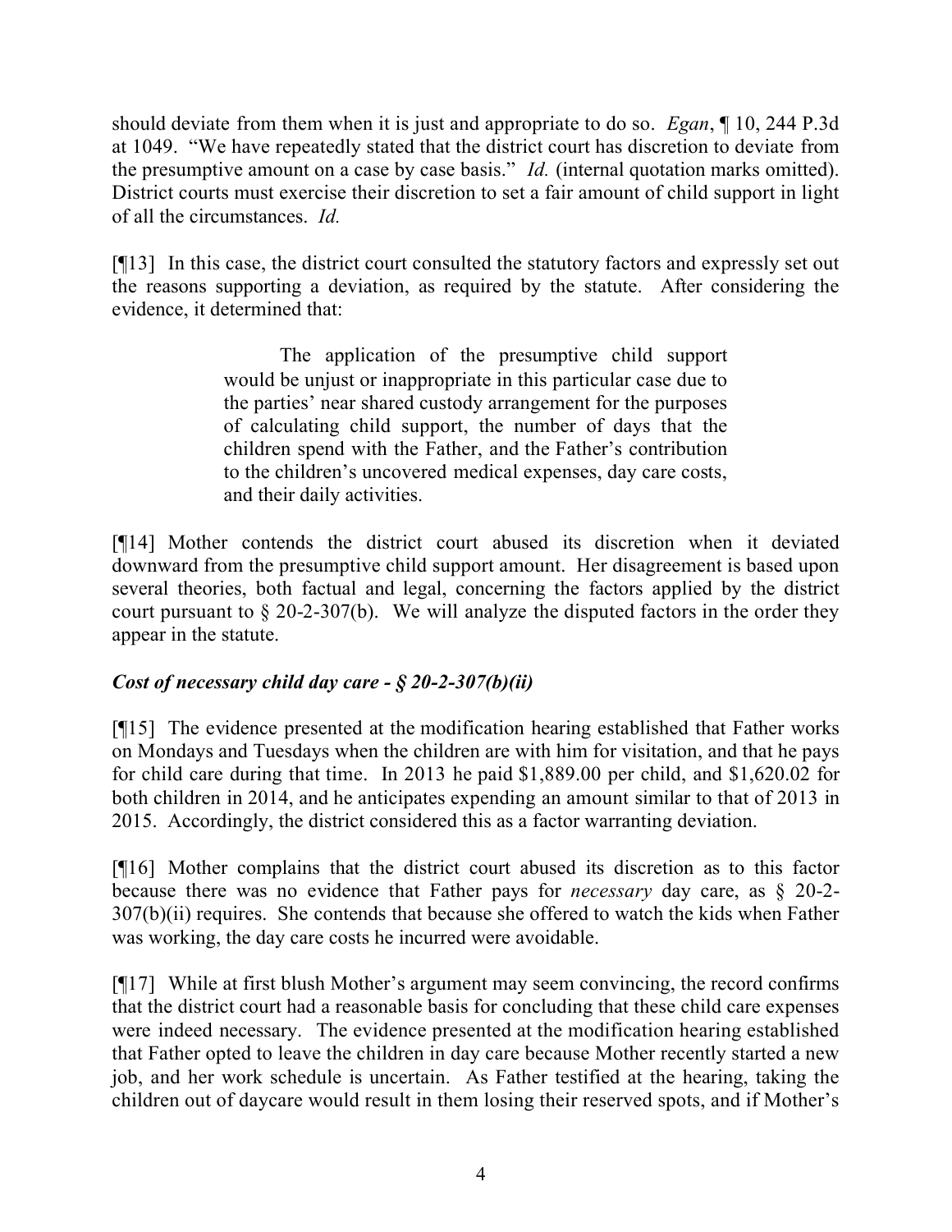should deviate from them when it is just and appropriate to do so. *Egan*, ¶ 10, 244 P.3d at 1049. "We have repeatedly stated that the district court has discretion to deviate from the presumptive amount on a case by case basis." *Id.* (internal quotation marks omitted). District courts must exercise their discretion to set a fair amount of child support in light of all the circumstances. *Id.*

[¶13] In this case, the district court consulted the statutory factors and expressly set out the reasons supporting a deviation, as required by the statute. After considering the evidence, it determined that:

> The application of the presumptive child support would be unjust or inappropriate in this particular case due to the parties' near shared custody arrangement for the purposes of calculating child support, the number of days that the children spend with the Father, and the Father's contribution to the children's uncovered medical expenses, day care costs, and their daily activities.

[¶14] Mother contends the district court abused its discretion when it deviated downward from the presumptive child support amount. Her disagreement is based upon several theories, both factual and legal, concerning the factors applied by the district court pursuant to § 20-2-307(b). We will analyze the disputed factors in the order they appear in the statute.

***Cost of necessary child day care - § 20-2-307(b)(ii)***

[¶15] The evidence presented at the modification hearing established that Father works on Mondays and Tuesdays when the children are with him for visitation, and that he pays for child care during that time. In 2013 he paid $1,889.00 per child, and $1,620.02 for both children in 2014, and he anticipates expending an amount similar to that of 2013 in 2015. Accordingly, the district considered this as a factor warranting deviation.

[¶16] Mother complains that the district court abused its discretion as to this factor because there was no evidence that Father pays for *necessary* day care, as § 20-2-307(b)(ii) requires. She contends that because she offered to watch the kids when Father was working, the day care costs he incurred were avoidable.

[¶17] While at first blush Mother's argument may seem convincing, the record confirms that the district court had a reasonable basis for concluding that these child care expenses were indeed necessary. The evidence presented at the modification hearing established that Father opted to leave the children in day care because Mother recently started a new job, and her work schedule is uncertain. As Father testified at the hearing, taking the children out of daycare would result in them losing their reserved spots, and if Mother's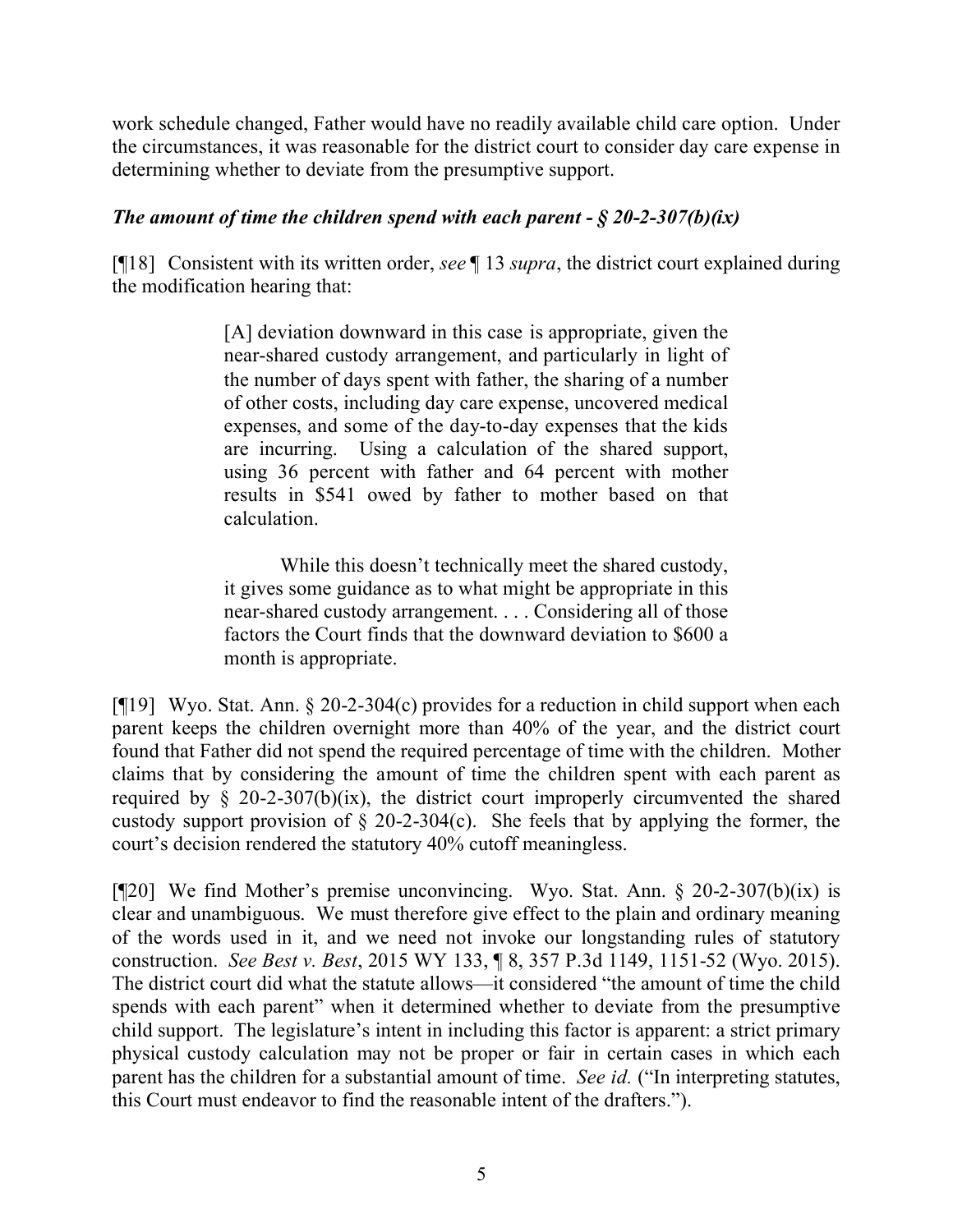work schedule changed, Father would have no readily available child care option. Under the circumstances, it was reasonable for the district court to consider day care expense in determining whether to deviate from the presumptive support.

### *The amount of time the children spend with each parent - § 20-2-307(b)(ix)*

[¶18] Consistent with its written order, *see* ¶ 13 *supra*, the district court explained during the modification hearing that:

> [A] deviation downward in this case is appropriate, given the near-shared custody arrangement, and particularly in light of the number of days spent with father, the sharing of a number of other costs, including day care expense, uncovered medical expenses, and some of the day-to-day expenses that the kids are incurring. Using a calculation of the shared support, using 36 percent with father and 64 percent with mother results in $541 owed by father to mother based on that calculation.
>
> While this doesn't technically meet the shared custody, it gives some guidance as to what might be appropriate in this near-shared custody arrangement. . . . Considering all of those factors the Court finds that the downward deviation to $600 a month is appropriate.

[¶19] Wyo. Stat. Ann. § 20-2-304(c) provides for a reduction in child support when each parent keeps the children overnight more than 40% of the year, and the district court found that Father did not spend the required percentage of time with the children. Mother claims that by considering the amount of time the children spent with each parent as required by § 20-2-307(b)(ix), the district court improperly circumvented the shared custody support provision of § 20-2-304(c). She feels that by applying the former, the court's decision rendered the statutory 40% cutoff meaningless.

[¶20] We find Mother's premise unconvincing. Wyo. Stat. Ann. § 20-2-307(b)(ix) is clear and unambiguous. We must therefore give effect to the plain and ordinary meaning of the words used in it, and we need not invoke our longstanding rules of statutory construction. *See Best v. Best*, 2015 WY 133, ¶ 8, 357 P.3d 1149, 1151-52 (Wyo. 2015). The district court did what the statute allows—it considered "the amount of time the child spends with each parent" when it determined whether to deviate from the presumptive child support. The legislature's intent in including this factor is apparent: a strict primary physical custody calculation may not be proper or fair in certain cases in which each parent has the children for a substantial amount of time. *See id.* ("In interpreting statutes, this Court must endeavor to find the reasonable intent of the drafters.").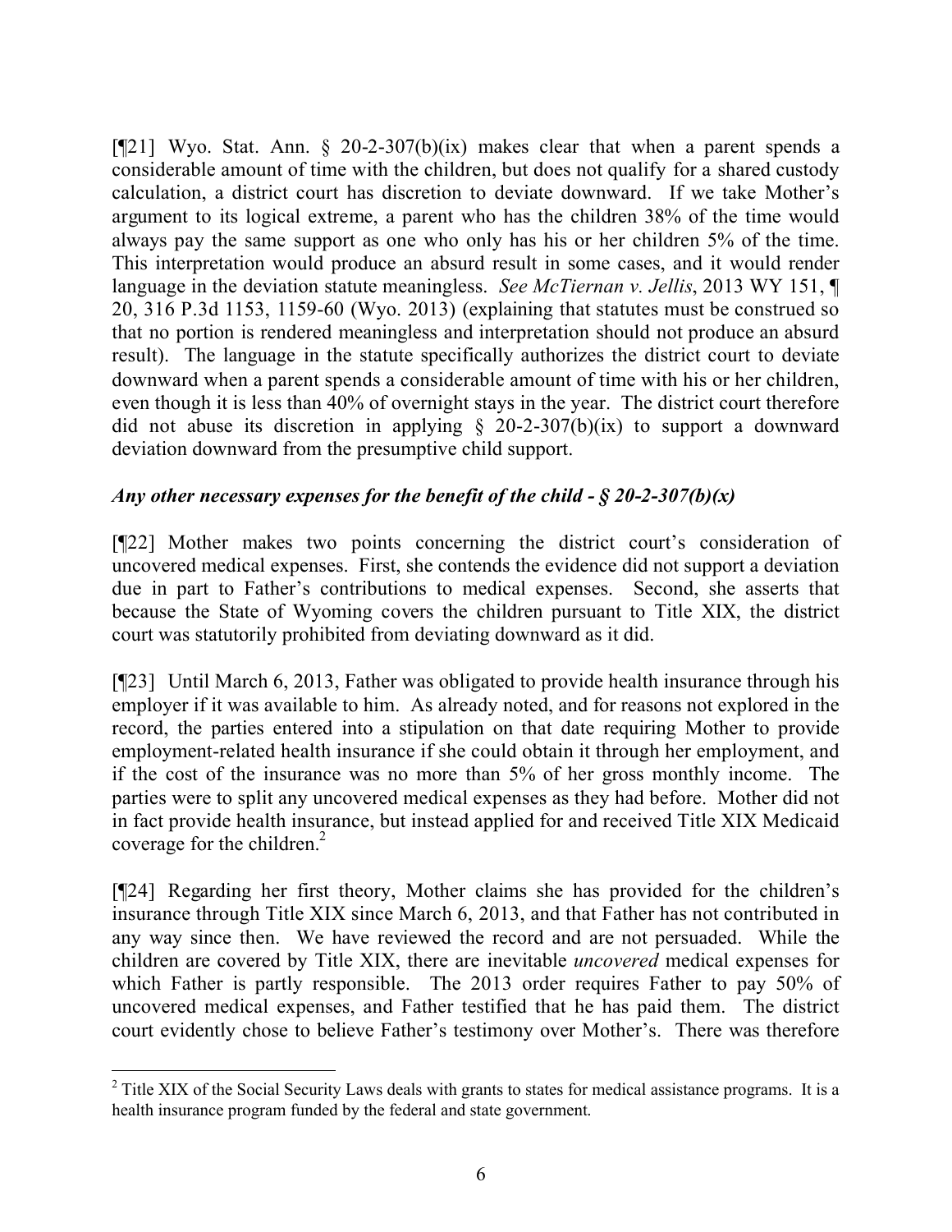[¶21] Wyo. Stat. Ann. § 20-2-307(b)(ix) makes clear that when a parent spends a considerable amount of time with the children, but does not qualify for a shared custody calculation, a district court has discretion to deviate downward. If we take Mother's argument to its logical extreme, a parent who has the children 38% of the time would always pay the same support as one who only has his or her children 5% of the time. This interpretation would produce an absurd result in some cases, and it would render language in the deviation statute meaningless. *See McTiernan v. Jellis*, 2013 WY 151, ¶ 20, 316 P.3d 1153, 1159-60 (Wyo. 2013) (explaining that statutes must be construed so that no portion is rendered meaningless and interpretation should not produce an absurd result). The language in the statute specifically authorizes the district court to deviate downward when a parent spends a considerable amount of time with his or her children, even though it is less than 40% of overnight stays in the year. The district court therefore did not abuse its discretion in applying § 20-2-307(b)(ix) to support a downward deviation downward from the presumptive child support.

### *Any other necessary expenses for the benefit of the child - § 20-2-307(b)(x)*

[¶22] Mother makes two points concerning the district court's consideration of uncovered medical expenses. First, she contends the evidence did not support a deviation due in part to Father's contributions to medical expenses. Second, she asserts that because the State of Wyoming covers the children pursuant to Title XIX, the district court was statutorily prohibited from deviating downward as it did.

[¶23] Until March 6, 2013, Father was obligated to provide health insurance through his employer if it was available to him. As already noted, and for reasons not explored in the record, the parties entered into a stipulation on that date requiring Mother to provide employment-related health insurance if she could obtain it through her employment, and if the cost of the insurance was no more than 5% of her gross monthly income. The parties were to split any uncovered medical expenses as they had before. Mother did not in fact provide health insurance, but instead applied for and received Title XIX Medicaid coverage for the children.[2]

[¶24] Regarding her first theory, Mother claims she has provided for the children's insurance through Title XIX since March 6, 2013, and that Father has not contributed in any way since then. We have reviewed the record and are not persuaded. While the children are covered by Title XIX, there are inevitable *uncovered* medical expenses for which Father is partly responsible. The 2013 order requires Father to pay 50% of uncovered medical expenses, and Father testified that he has paid them. The district court evidently chose to believe Father's testimony over Mother's. There was therefore

---

[2] Title XIX of the Social Security Laws deals with grants to states for medical assistance programs. It is a health insurance program funded by the federal and state government.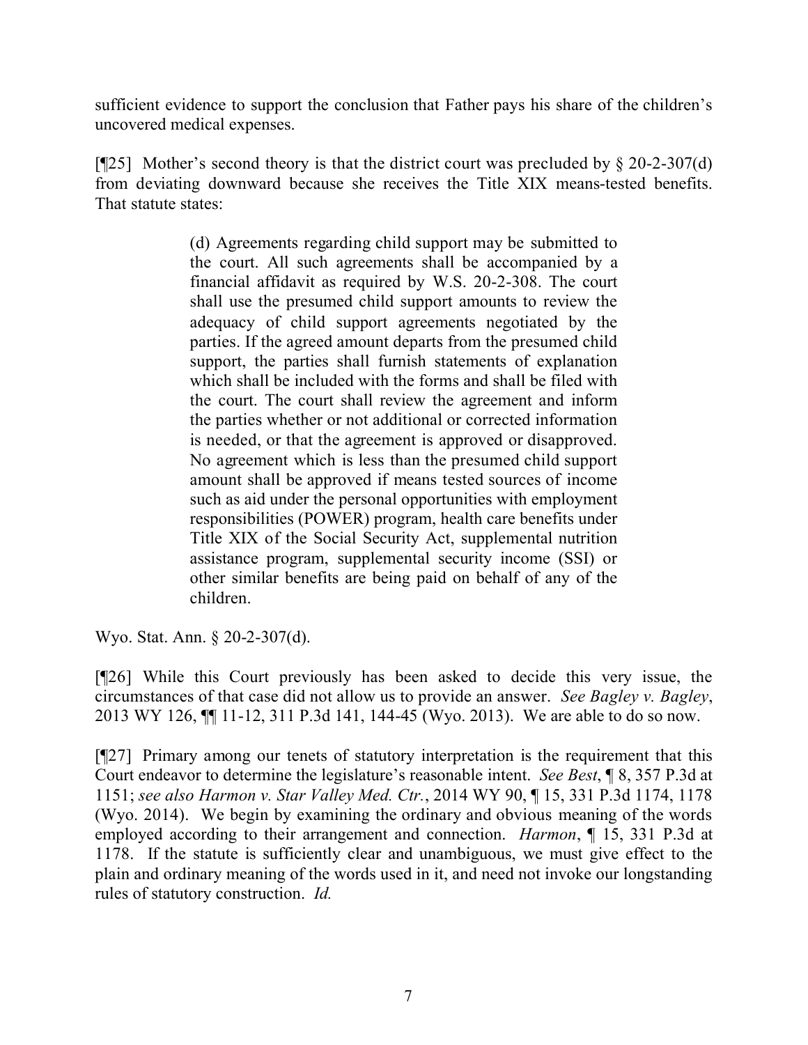sufficient evidence to support the conclusion that Father pays his share of the children's uncovered medical expenses.

[¶25] Mother's second theory is that the district court was precluded by § 20-2-307(d) from deviating downward because she receives the Title XIX means-tested benefits. That statute states:

> (d) Agreements regarding child support may be submitted to the court. All such agreements shall be accompanied by a financial affidavit as required by W.S. 20-2-308. The court shall use the presumed child support amounts to review the adequacy of child support agreements negotiated by the parties. If the agreed amount departs from the presumed child support, the parties shall furnish statements of explanation which shall be included with the forms and shall be filed with the court. The court shall review the agreement and inform the parties whether or not additional or corrected information is needed, or that the agreement is approved or disapproved. No agreement which is less than the presumed child support amount shall be approved if means tested sources of income such as aid under the personal opportunities with employment responsibilities (POWER) program, health care benefits under Title XIX of the Social Security Act, supplemental nutrition assistance program, supplemental security income (SSI) or other similar benefits are being paid on behalf of any of the children.

Wyo. Stat. Ann. § 20-2-307(d).

[¶26] While this Court previously has been asked to decide this very issue, the circumstances of that case did not allow us to provide an answer. *See Bagley v. Bagley*, 2013 WY 126, ¶¶ 11-12, 311 P.3d 141, 144-45 (Wyo. 2013). We are able to do so now.

[¶27] Primary among our tenets of statutory interpretation is the requirement that this Court endeavor to determine the legislature's reasonable intent. *See Best*, ¶ 8, 357 P.3d at 1151; *see also Harmon v. Star Valley Med. Ctr.*, 2014 WY 90, ¶ 15, 331 P.3d 1174, 1178 (Wyo. 2014). We begin by examining the ordinary and obvious meaning of the words employed according to their arrangement and connection. *Harmon*, ¶ 15, 331 P.3d at 1178. If the statute is sufficiently clear and unambiguous, we must give effect to the plain and ordinary meaning of the words used in it, and need not invoke our longstanding rules of statutory construction. *Id.*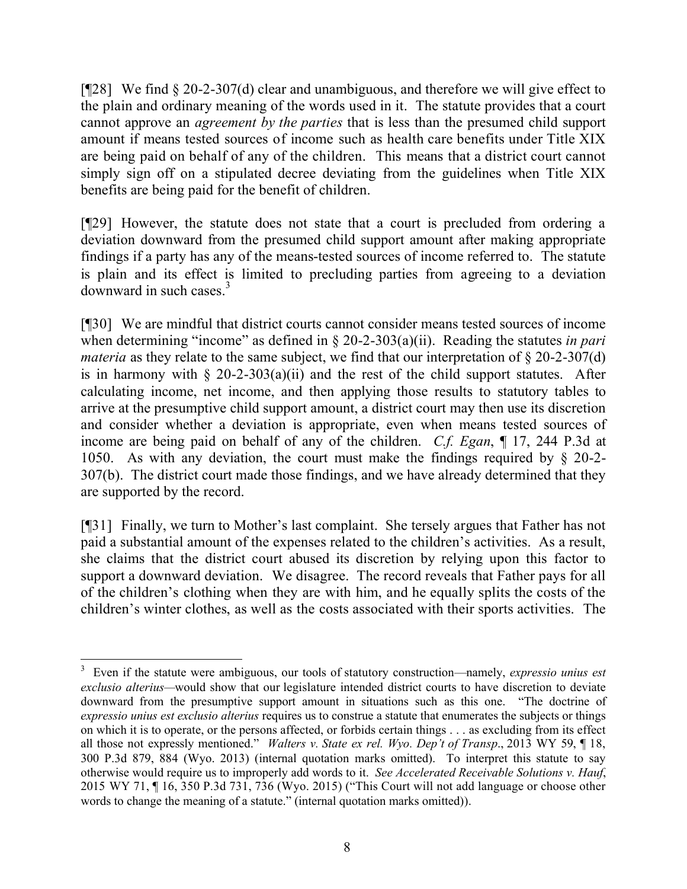[¶28] We find § 20-2-307(d) clear and unambiguous, and therefore we will give effect to the plain and ordinary meaning of the words used in it. The statute provides that a court cannot approve an *agreement by the parties* that is less than the presumed child support amount if means tested sources of income such as health care benefits under Title XIX are being paid on behalf of any of the children. This means that a district court cannot simply sign off on a stipulated decree deviating from the guidelines when Title XIX benefits are being paid for the benefit of children.

[¶29] However, the statute does not state that a court is precluded from ordering a deviation downward from the presumed child support amount after making appropriate findings if a party has any of the means-tested sources of income referred to. The statute is plain and its effect is limited to precluding parties from agreeing to a deviation downward in such cases.[3]

[¶30] We are mindful that district courts cannot consider means tested sources of income when determining "income" as defined in § 20-2-303(a)(ii). Reading the statutes *in pari materia* as they relate to the same subject, we find that our interpretation of § 20-2-307(d) is in harmony with § 20-2-303(a)(ii) and the rest of the child support statutes. After calculating income, net income, and then applying those results to statutory tables to arrive at the presumptive child support amount, a district court may then use its discretion and consider whether a deviation is appropriate, even when means tested sources of income are being paid on behalf of any of the children. *C.f. Egan*, ¶ 17, 244 P.3d at 1050. As with any deviation, the court must make the findings required by § 20-2-307(b). The district court made those findings, and we have already determined that they are supported by the record.

[¶31] Finally, we turn to Mother's last complaint. She tersely argues that Father has not paid a substantial amount of the expenses related to the children's activities. As a result, she claims that the district court abused its discretion by relying upon this factor to support a downward deviation. We disagree. The record reveals that Father pays for all of the children's clothing when they are with him, and he equally splits the costs of the children's winter clothes, as well as the costs associated with their sports activities. The

---

[3] Even if the statute were ambiguous, our tools of statutory construction—namely, *expressio unius est exclusio alterius*—would show that our legislature intended district courts to have discretion to deviate downward from the presumptive support amount in situations such as this one. "The doctrine of *expressio unius est exclusio alterius* requires us to construe a statute that enumerates the subjects or things on which it is to operate, or the persons affected, or forbids certain things . . . as excluding from its effect all those not expressly mentioned." *Walters v. State ex rel. Wyo. Dep't of Transp*., 2013 WY 59, ¶ 18, 300 P.3d 879, 884 (Wyo. 2013) (internal quotation marks omitted). To interpret this statute to say otherwise would require us to improperly add words to it. *See Accelerated Receivable Solutions v. Hauf*, 2015 WY 71, ¶ 16, 350 P.3d 731, 736 (Wyo. 2015) ("This Court will not add language or choose other words to change the meaning of a statute." (internal quotation marks omitted)).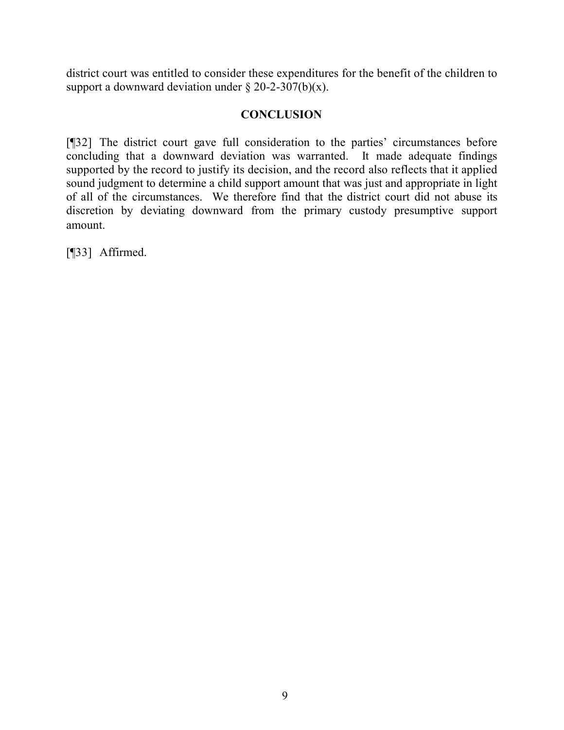district court was entitled to consider these expenditures for the benefit of the children to support a downward deviation under § 20-2-307(b)(x).

## CONCLUSION

[¶32] The district court gave full consideration to the parties' circumstances before concluding that a downward deviation was warranted. It made adequate findings supported by the record to justify its decision, and the record also reflects that it applied sound judgment to determine a child support amount that was just and appropriate in light of all of the circumstances. We therefore find that the district court did not abuse its discretion by deviating downward from the primary custody presumptive support amount.

[¶33] Affirmed.